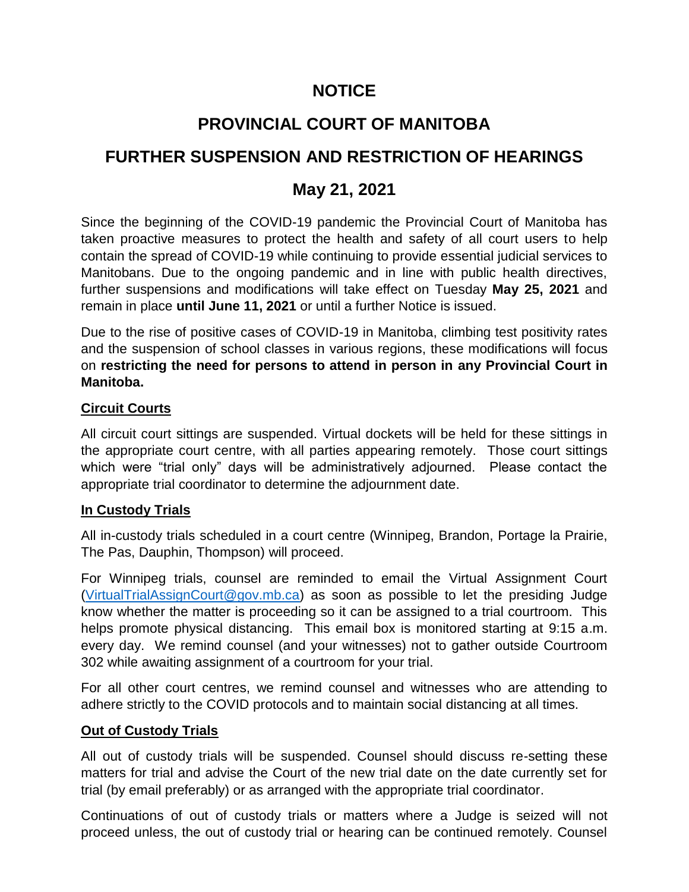# NOTICE

# PROVINCIAL COURT OF MANITOBA

# FURTHER SUSPENSION AND RESTRICTION OF HEARINGS

## May 21, 2021

Since the beginning of the COVID-19 pandemic the Provincial Court of Manitoba has taken proactive measures to protect the health and safety of all court users to help contain the spread of COVID-19 while continuing to provide essential judicial services to Manitobans. Due to the ongoing pandemic and in line with public health directives, further suspensions and modifications will take effect on Tuesday **May 25, 2021** and remain in place **until June 11, 2021** or until a further Notice is issued.

Due to the rise of positive cases of COVID-19 in Manitoba, climbing test positivity rates and the suspension of school classes in various regions, these modifications will focus on **restricting the need for persons to attend in person in any Provincial Court in Manitoba.**

### Circuit Courts

All circuit court sittings are suspended. Virtual dockets will be held for these sittings in the appropriate court centre, with all parties appearing remotely. Those court sittings which were "trial only" days will be administratively adjourned. Please contact the appropriate trial coordinator to determine the adjournment date.

### In Custody Trials

All in-custody trials scheduled in a court centre (Winnipeg, Brandon, Portage la Prairie, The Pas, Dauphin, Thompson) will proceed.

For Winnipeg trials, counsel are reminded to email the Virtual Assignment Court (VirtualTrialAssignCourt@gov.mb.ca) as soon as possible to let the presiding Judge know whether the matter is proceeding so it can be assigned to a trial courtroom. This helps promote physical distancing. This email box is monitored starting at 9:15 a.m. every day. We remind counsel (and your witnesses) not to gather outside Courtroom 302 while awaiting assignment of a courtroom for your trial.

For all other court centres, we remind counsel and witnesses who are attending to adhere strictly to the COVID protocols and to maintain social distancing at all times.

### Out of Custody Trials

All out of custody trials will be suspended. Counsel should discuss re-setting these matters for trial and advise the Court of the new trial date on the date currently set for trial (by email preferably) or as arranged with the appropriate trial coordinator.

Continuations of out of custody trials or matters where a Judge is seized will not proceed unless, the out of custody trial or hearing can be continued remotely. Counsel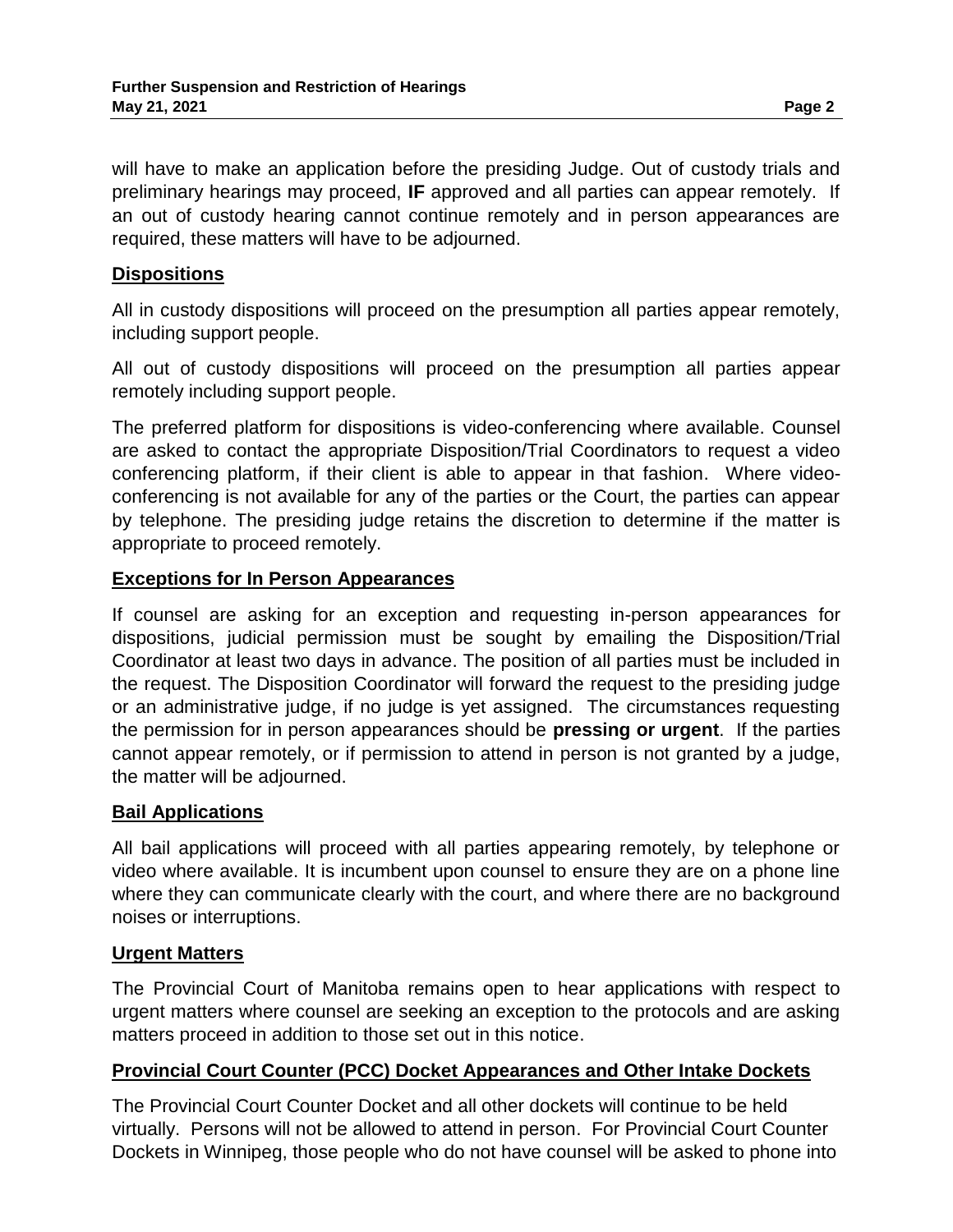will have to make an application before the presiding Judge. Out of custody trials and preliminary hearings may proceed, **IF** approved and all parties can appear remotely. If an out of custody hearing cannot continue remotely and in person appearances are required, these matters will have to be adjourned.

## Dispositions

All in custody dispositions will proceed on the presumption all parties appear remotely, including support people.

All out of custody dispositions will proceed on the presumption all parties appear remotely including support people.

The preferred platform for dispositions is video-conferencing where available. Counsel are asked to contact the appropriate Disposition/Trial Coordinators to request a video conferencing platform, if their client is able to appear in that fashion. Where video-conferencing is not available for any of the parties or the Court, the parties can appear by telephone. The presiding judge retains the discretion to determine if the matter is appropriate to proceed remotely.

## Exceptions for In Person Appearances

If counsel are asking for an exception and requesting in-person appearances for dispositions, judicial permission must be sought by emailing the Disposition/Trial Coordinator at least two days in advance. The position of all parties must be included in the request. The Disposition Coordinator will forward the request to the presiding judge or an administrative judge, if no judge is yet assigned. The circumstances requesting the permission for in person appearances should be **pressing or urgent**. If the parties cannot appear remotely, or if permission to attend in person is not granted by a judge, the matter will be adjourned.

## Bail Applications

All bail applications will proceed with all parties appearing remotely, by telephone or video where available. It is incumbent upon counsel to ensure they are on a phone line where they can communicate clearly with the court, and where there are no background noises or interruptions.

## Urgent Matters

The Provincial Court of Manitoba remains open to hear applications with respect to urgent matters where counsel are seeking an exception to the protocols and are asking matters proceed in addition to those set out in this notice.

## Provincial Court Counter (PCC) Docket Appearances and Other Intake Dockets

The Provincial Court Counter Docket and all other dockets will continue to be held virtually. Persons will not be allowed to attend in person. For Provincial Court Counter Dockets in Winnipeg, those people who do not have counsel will be asked to phone into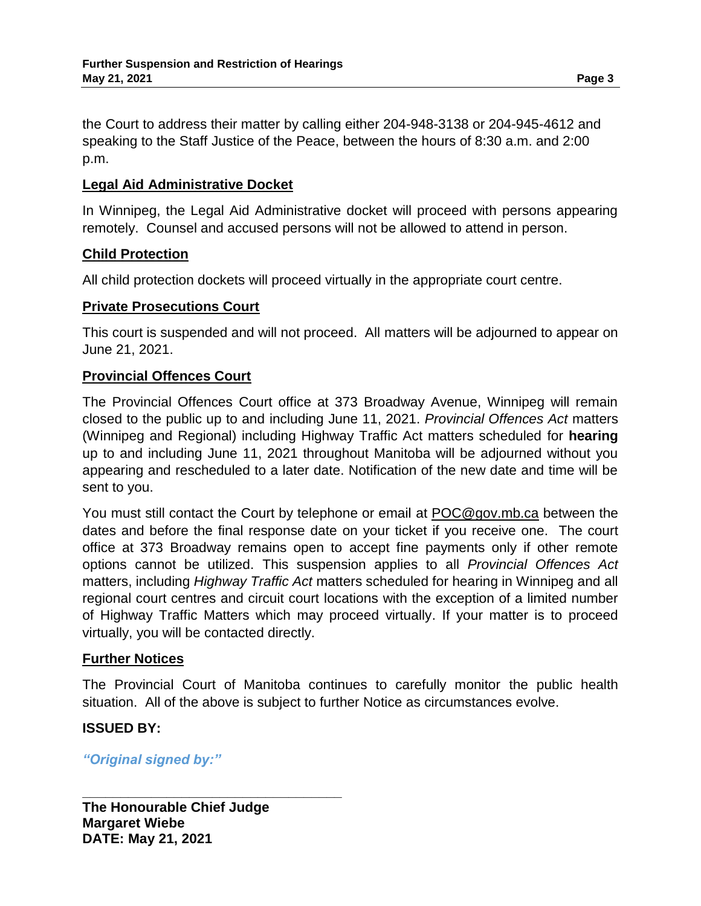the Court to address their matter by calling either 204-948-3138 or 204-945-4612 and speaking to the Staff Justice of the Peace, between the hours of 8:30 a.m. and 2:00 p.m.

## Legal Aid Administrative Docket

In Winnipeg, the Legal Aid Administrative docket will proceed with persons appearing remotely. Counsel and accused persons will not be allowed to attend in person.

## Child Protection

All child protection dockets will proceed virtually in the appropriate court centre.

## Private Prosecutions Court

This court is suspended and will not proceed. All matters will be adjourned to appear on June 21, 2021.

## Provincial Offences Court

The Provincial Offences Court office at 373 Broadway Avenue, Winnipeg will remain closed to the public up to and including June 11, 2021. *Provincial Offences Act* matters (Winnipeg and Regional) including Highway Traffic Act matters scheduled for **hearing** up to and including June 11, 2021 throughout Manitoba will be adjourned without you appearing and rescheduled to a later date. Notification of the new date and time will be sent to you.

You must still contact the Court by telephone or email at POC@gov.mb.ca between the dates and before the final response date on your ticket if you receive one. The court office at 373 Broadway remains open to accept fine payments only if other remote options cannot be utilized. This suspension applies to all *Provincial Offences Act* matters, including *Highway Traffic Act* matters scheduled for hearing in Winnipeg and all regional court centres and circuit court locations with the exception of a limited number of Highway Traffic Matters which may proceed virtually. If your matter is to proceed virtually, you will be contacted directly.

## Further Notices

The Provincial Court of Manitoba continues to carefully monitor the public health situation. All of the above is subject to further Notice as circumstances evolve.

**ISSUED BY:**

***"Original signed by:"***

---

**The Honourable Chief Judge**
**Margaret Wiebe**
**DATE: May 21, 2021**